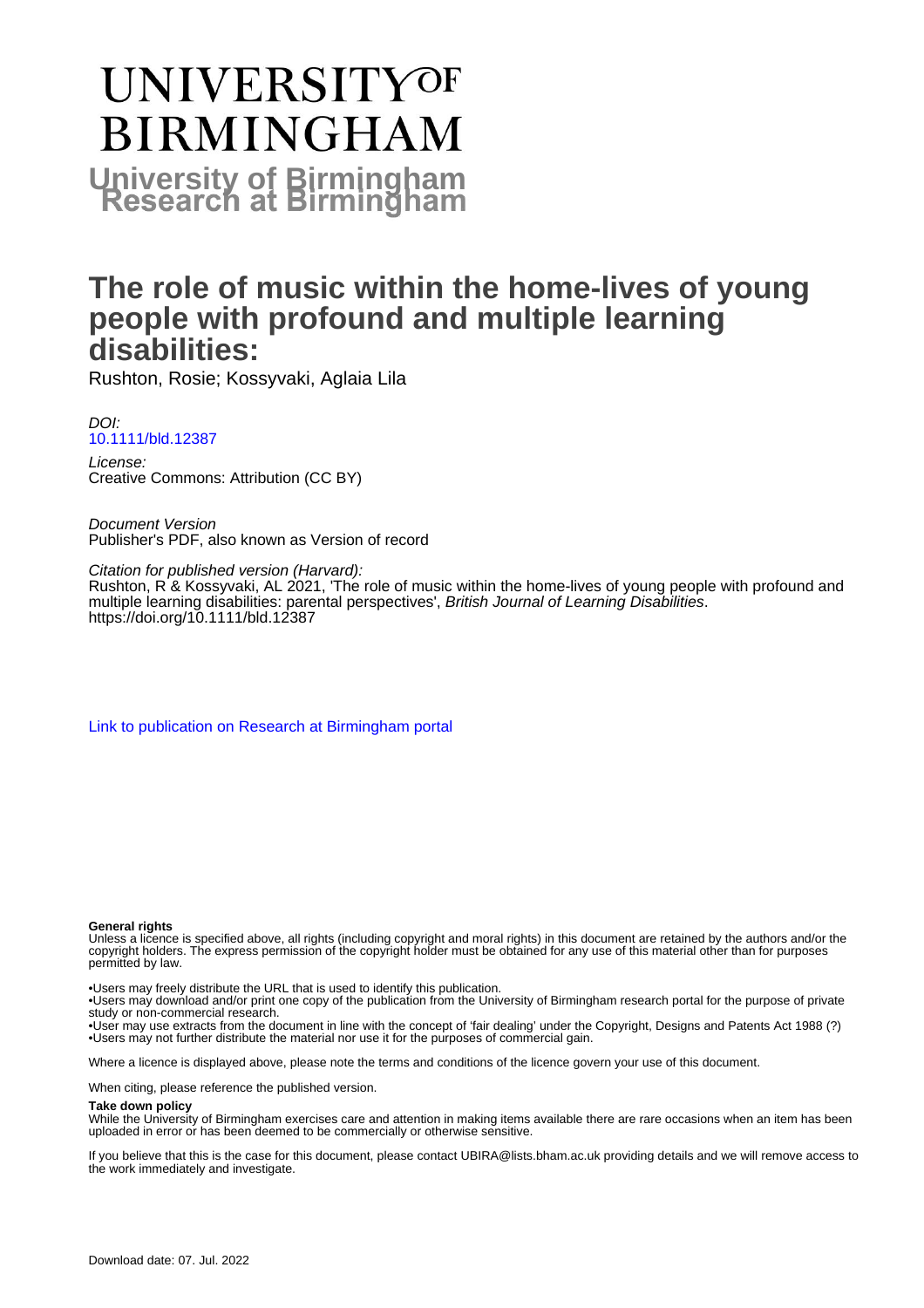# UNIVERSITY OF BIRMINGHAM

**University of Birmingham Research at Birmingham**

# The role of music within the home-lives of young people with profound and multiple learning disabilities:

Rushton, Rosie; Kossyvaki, Aglaia Lila

*DOI:*
10.1111/bld.12387

*License:*
Creative Commons: Attribution (CC BY)

*Document Version*
Publisher's PDF, also known as Version of record

*Citation for published version (Harvard):*
Rushton, R & Kossyvaki, AL 2021, 'The role of music within the home-lives of young people with profound and multiple learning disabilities: parental perspectives', *British Journal of Learning Disabilities*. https://doi.org/10.1111/bld.12387

Link to publication on Research at Birmingham portal

**General rights**

Unless a licence is specified above, all rights (including copyright and moral rights) in this document are retained by the authors and/or the copyright holders. The express permission of the copyright holder must be obtained for any use of this material other than for purposes permitted by law.

- •Users may freely distribute the URL that is used to identify this publication.
- •Users may download and/or print one copy of the publication from the University of Birmingham research portal for the purpose of private study or non-commercial research.
- •User may use extracts from the document in line with the concept of 'fair dealing' under the Copyright, Designs and Patents Act 1988 (?)
- •Users may not further distribute the material nor use it for the purposes of commercial gain.

Where a licence is displayed above, please note the terms and conditions of the licence govern your use of this document.

When citing, please reference the published version.

**Take down policy**

While the University of Birmingham exercises care and attention in making items available there are rare occasions when an item has been uploaded in error or has been deemed to be commercially or otherwise sensitive.

If you believe that this is the case for this document, please contact UBIRA@lists.bham.ac.uk providing details and we will remove access to the work immediately and investigate.

Download date: 07. Jul. 2022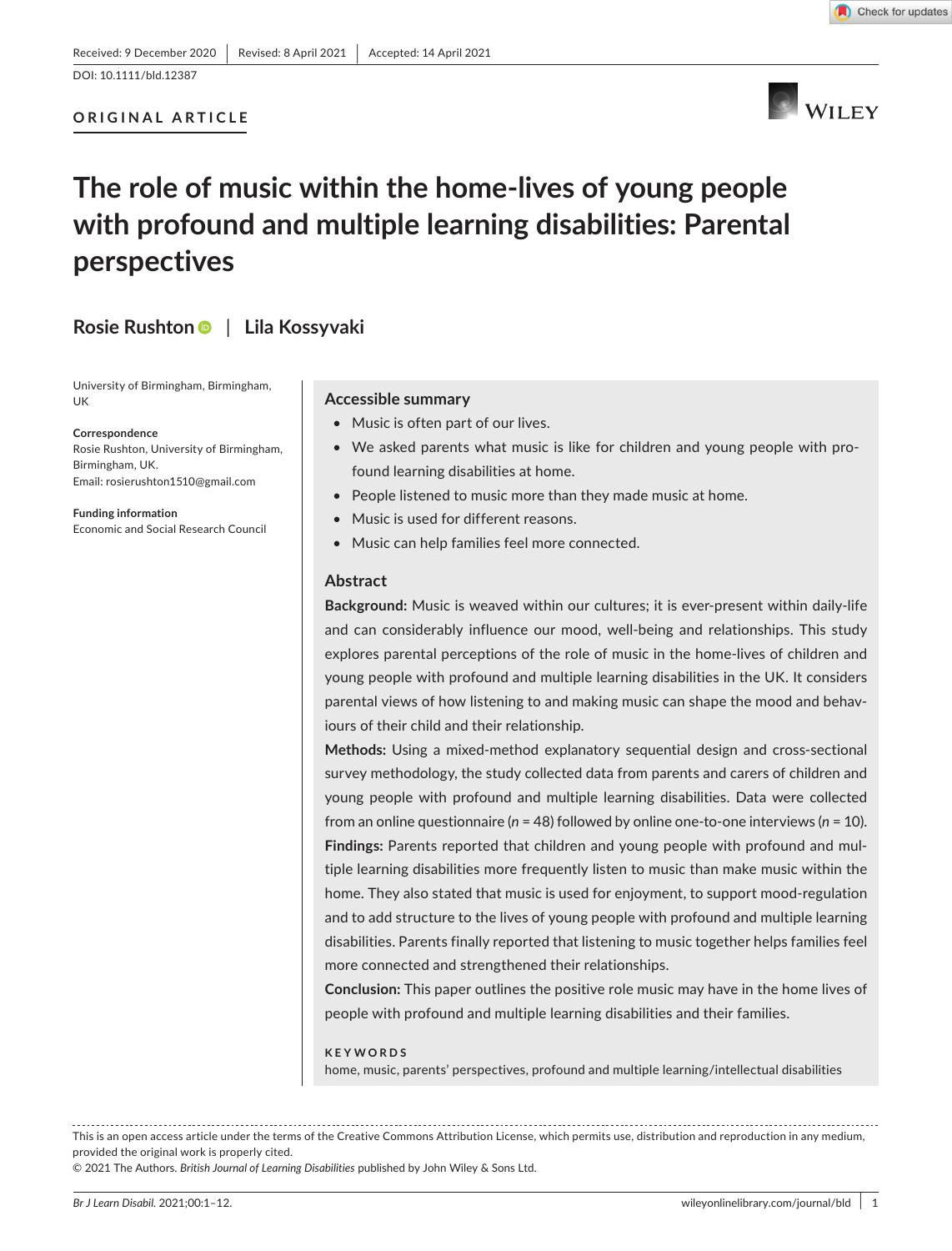Received: 9 December 2020 | Revised: 8 April 2021 | Accepted: 14 April 2021

DOI: 10.1111/bld.12387

**ORIGINAL ARTICLE**

# The role of music within the home-lives of young people with profound and multiple learning disabilities: Parental perspectives

**Rosie Rushton** | **Lila Kossyvaki**

University of Birmingham, Birmingham, UK

**Correspondence**
Rosie Rushton, University of Birmingham, Birmingham, UK.
Email: rosierushton1510@gmail.com

**Funding information**
Economic and Social Research Council

## Accessible summary

- Music is often part of our lives.
- We asked parents what music is like for children and young people with profound learning disabilities at home.
- People listened to music more than they made music at home.
- Music is used for different reasons.
- Music can help families feel more connected.

## Abstract

**Background:** Music is weaved within our cultures; it is ever-present within daily-life and can considerably influence our mood, well-being and relationships. This study explores parental perceptions of the role of music in the home-lives of children and young people with profound and multiple learning disabilities in the UK. It considers parental views of how listening to and making music can shape the mood and behaviours of their child and their relationship.

**Methods:** Using a mixed-method explanatory sequential design and cross-sectional survey methodology, the study collected data from parents and carers of children and young people with profound and multiple learning disabilities. Data were collected from an online questionnaire ($n$ = 48) followed by online one-to-one interviews ($n$ = 10).

**Findings:** Parents reported that children and young people with profound and multiple learning disabilities more frequently listen to music than make music within the home. They also stated that music is used for enjoyment, to support mood-regulation and to add structure to the lives of young people with profound and multiple learning disabilities. Parents finally reported that listening to music together helps families feel more connected and strengthened their relationships.

**Conclusion:** This paper outlines the positive role music may have in the home lives of people with profound and multiple learning disabilities and their families.

**KEYWORDS**
home, music, parents' perspectives, profound and multiple learning/intellectual disabilities

This is an open access article under the terms of the Creative Commons Attribution License, which permits use, distribution and reproduction in any medium, provided the original work is properly cited.
© 2021 The Authors. *British Journal of Learning Disabilities* published by John Wiley & Sons Ltd.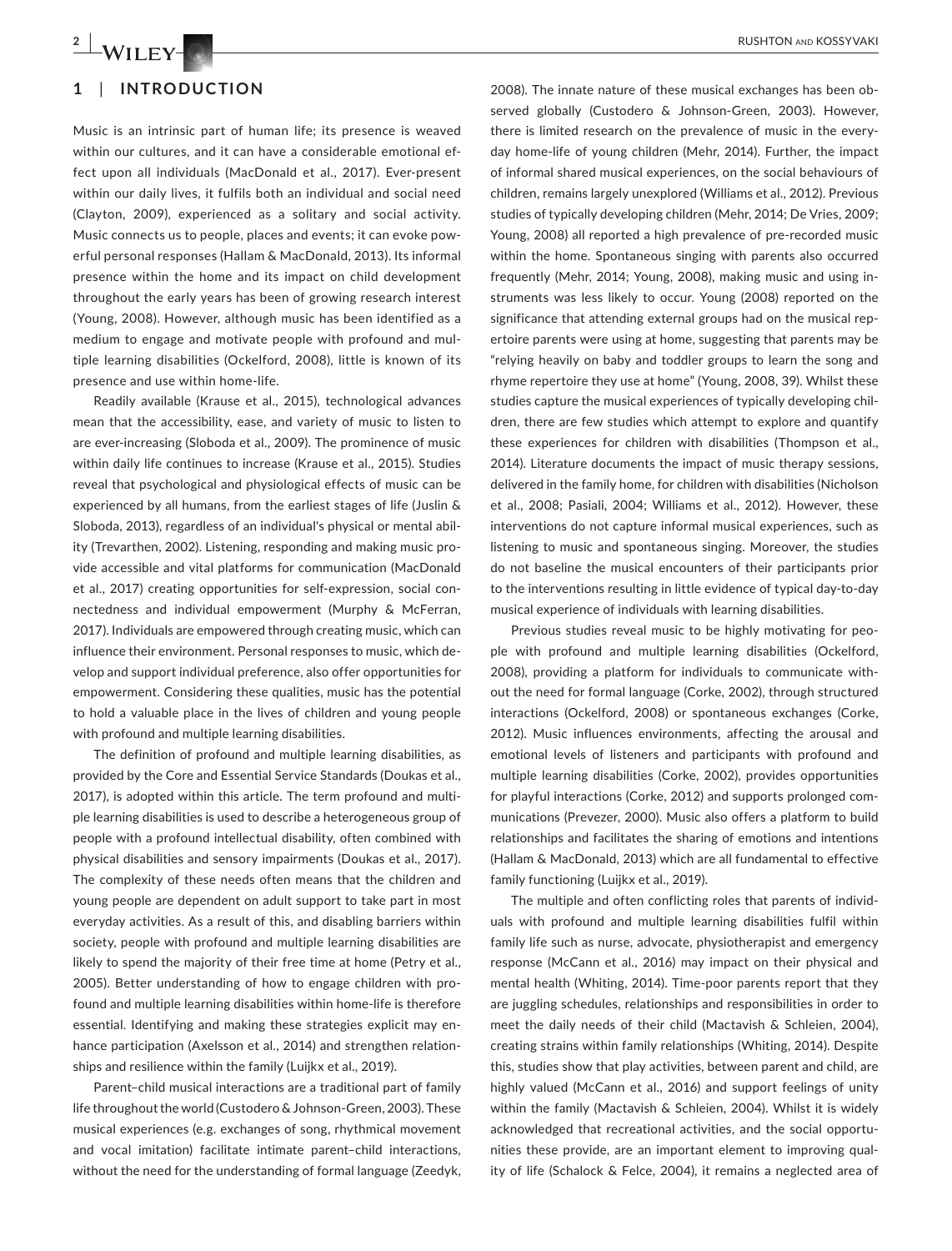## 1 | INTRODUCTION

Music is an intrinsic part of human life; its presence is weaved within our cultures, and it can have a considerable emotional effect upon all individuals (MacDonald et al., 2017). Ever-present within our daily lives, it fulfils both an individual and social need (Clayton, 2009), experienced as a solitary and social activity. Music connects us to people, places and events; it can evoke powerful personal responses (Hallam & MacDonald, 2013). Its informal presence within the home and its impact on child development throughout the early years has been of growing research interest (Young, 2008). However, although music has been identified as a medium to engage and motivate people with profound and multiple learning disabilities (Ockelford, 2008), little is known of its presence and use within home-life.

Readily available (Krause et al., 2015), technological advances mean that the accessibility, ease, and variety of music to listen to are ever-increasing (Sloboda et al., 2009). The prominence of music within daily life continues to increase (Krause et al., 2015). Studies reveal that psychological and physiological effects of music can be experienced by all humans, from the earliest stages of life (Juslin & Sloboda, 2013), regardless of an individual's physical or mental ability (Trevarthen, 2002). Listening, responding and making music provide accessible and vital platforms for communication (MacDonald et al., 2017) creating opportunities for self-expression, social connectedness and individual empowerment (Murphy & McFerran, 2017). Individuals are empowered through creating music, which can influence their environment. Personal responses to music, which develop and support individual preference, also offer opportunities for empowerment. Considering these qualities, music has the potential to hold a valuable place in the lives of children and young people with profound and multiple learning disabilities.

The definition of profound and multiple learning disabilities, as provided by the Core and Essential Service Standards (Doukas et al., 2017), is adopted within this article. The term profound and multiple learning disabilities is used to describe a heterogeneous group of people with a profound intellectual disability, often combined with physical disabilities and sensory impairments (Doukas et al., 2017). The complexity of these needs often means that the children and young people are dependent on adult support to take part in most everyday activities. As a result of this, and disabling barriers within society, people with profound and multiple learning disabilities are likely to spend the majority of their free time at home (Petry et al., 2005). Better understanding of how to engage children with profound and multiple learning disabilities within home-life is therefore essential. Identifying and making these strategies explicit may enhance participation (Axelsson et al., 2014) and strengthen relationships and resilience within the family (Luijkx et al., 2019).

Parent–child musical interactions are a traditional part of family life throughout the world (Custodero & Johnson-Green, 2003). These musical experiences (e.g. exchanges of song, rhythmical movement and vocal imitation) facilitate intimate parent–child interactions, without the need for the understanding of formal language (Zeedyk, 2008). The innate nature of these musical exchanges has been observed globally (Custodero & Johnson-Green, 2003). However, there is limited research on the prevalence of music in the everyday home-life of young children (Mehr, 2014). Further, the impact of informal shared musical experiences, on the social behaviours of children, remains largely unexplored (Williams et al., 2012). Previous studies of typically developing children (Mehr, 2014; De Vries, 2009; Young, 2008) all reported a high prevalence of pre-recorded music within the home. Spontaneous singing with parents also occurred frequently (Mehr, 2014; Young, 2008), making music and using instruments was less likely to occur. Young (2008) reported on the significance that attending external groups had on the musical repertoire parents were using at home, suggesting that parents may be "relying heavily on baby and toddler groups to learn the song and rhyme repertoire they use at home" (Young, 2008, 39). Whilst these studies capture the musical experiences of typically developing children, there are few studies which attempt to explore and quantify these experiences for children with disabilities (Thompson et al., 2014). Literature documents the impact of music therapy sessions, delivered in the family home, for children with disabilities (Nicholson et al., 2008; Pasiali, 2004; Williams et al., 2012). However, these interventions do not capture informal musical experiences, such as listening to music and spontaneous singing. Moreover, the studies do not baseline the musical encounters of their participants prior to the interventions resulting in little evidence of typical day-to-day musical experience of individuals with learning disabilities.

Previous studies reveal music to be highly motivating for people with profound and multiple learning disabilities (Ockelford, 2008), providing a platform for individuals to communicate without the need for formal language (Corke, 2002), through structured interactions (Ockelford, 2008) or spontaneous exchanges (Corke, 2012). Music influences environments, affecting the arousal and emotional levels of listeners and participants with profound and multiple learning disabilities (Corke, 2002), provides opportunities for playful interactions (Corke, 2012) and supports prolonged communications (Prevezer, 2000). Music also offers a platform to build relationships and facilitates the sharing of emotions and intentions (Hallam & MacDonald, 2013) which are all fundamental to effective family functioning (Luijkx et al., 2019).

The multiple and often conflicting roles that parents of individuals with profound and multiple learning disabilities fulfil within family life such as nurse, advocate, physiotherapist and emergency response (McCann et al., 2016) may impact on their physical and mental health (Whiting, 2014). Time-poor parents report that they are juggling schedules, relationships and responsibilities in order to meet the daily needs of their child (Mactavish & Schleien, 2004), creating strains within family relationships (Whiting, 2014). Despite this, studies show that play activities, between parent and child, are highly valued (McCann et al., 2016) and support feelings of unity within the family (Mactavish & Schleien, 2004). Whilst it is widely acknowledged that recreational activities, and the social opportunities these provide, are an important element to improving quality of life (Schalock & Felce, 2004), it remains a neglected area of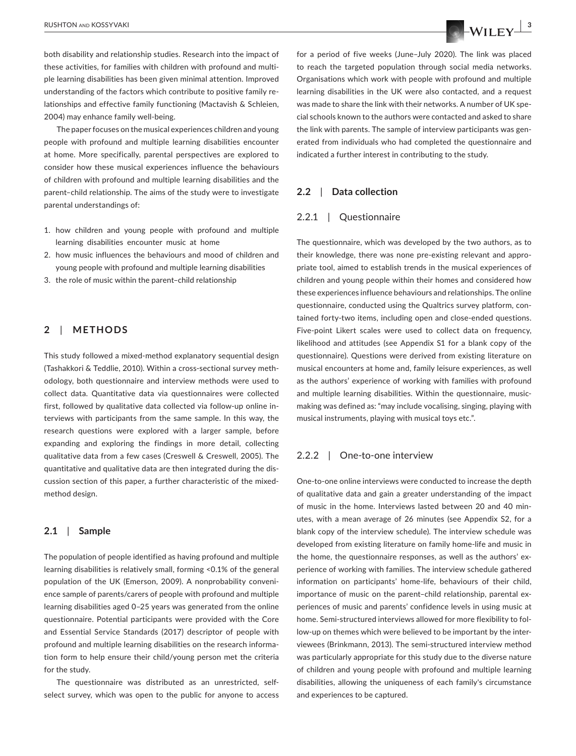both disability and relationship studies. Research into the impact of these activities, for families with children with profound and multiple learning disabilities has been given minimal attention. Improved understanding of the factors which contribute to positive family relationships and effective family functioning (Mactavish & Schleien, 2004) may enhance family well-being.

The paper focuses on the musical experiences children and young people with profound and multiple learning disabilities encounter at home. More specifically, parental perspectives are explored to consider how these musical experiences influence the behaviours of children with profound and multiple learning disabilities and the parent–child relationship. The aims of the study were to investigate parental understandings of:

1. how children and young people with profound and multiple learning disabilities encounter music at home
2. how music influences the behaviours and mood of children and young people with profound and multiple learning disabilities
3. the role of music within the parent–child relationship

## 2 | METHODS

This study followed a mixed-method explanatory sequential design (Tashakkori & Teddlie, 2010). Within a cross-sectional survey methodology, both questionnaire and interview methods were used to collect data. Quantitative data via questionnaires were collected first, followed by qualitative data collected via follow-up online interviews with participants from the same sample. In this way, the research questions were explored with a larger sample, before expanding and exploring the findings in more detail, collecting qualitative data from a few cases (Creswell & Creswell, 2005). The quantitative and qualitative data are then integrated during the discussion section of this paper, a further characteristic of the mixed-method design.

### 2.1 | Sample

The population of people identified as having profound and multiple learning disabilities is relatively small, forming <0.1% of the general population of the UK (Emerson, 2009). A nonprobability convenience sample of parents/carers of people with profound and multiple learning disabilities aged 0–25 years was generated from the online questionnaire. Potential participants were provided with the Core and Essential Service Standards (2017) descriptor of people with profound and multiple learning disabilities on the research information form to help ensure their child/young person met the criteria for the study.

The questionnaire was distributed as an unrestricted, self-select survey, which was open to the public for anyone to access for a period of five weeks (June–July 2020). The link was placed to reach the targeted population through social media networks. Organisations which work with people with profound and multiple learning disabilities in the UK were also contacted, and a request was made to share the link with their networks. A number of UK special schools known to the authors were contacted and asked to share the link with parents. The sample of interview participants was generated from individuals who had completed the questionnaire and indicated a further interest in contributing to the study.

### 2.2 | Data collection

#### 2.2.1 | Questionnaire

The questionnaire, which was developed by the two authors, as to their knowledge, there was none pre-existing relevant and appropriate tool, aimed to establish trends in the musical experiences of children and young people within their homes and considered how these experiences influence behaviours and relationships. The online questionnaire, conducted using the Qualtrics survey platform, contained forty-two items, including open and close-ended questions. Five-point Likert scales were used to collect data on frequency, likelihood and attitudes (see Appendix S1 for a blank copy of the questionnaire). Questions were derived from existing literature on musical encounters at home and, family leisure experiences, as well as the authors' experience of working with families with profound and multiple learning disabilities. Within the questionnaire, music-making was defined as: "may include vocalising, singing, playing with musical instruments, playing with musical toys etc.".

#### 2.2.2 | One-to-one interview

One-to-one online interviews were conducted to increase the depth of qualitative data and gain a greater understanding of the impact of music in the home. Interviews lasted between 20 and 40 minutes, with a mean average of 26 minutes (see Appendix S2, for a blank copy of the interview schedule). The interview schedule was developed from existing literature on family home-life and music in the home, the questionnaire responses, as well as the authors' experience of working with families. The interview schedule gathered information on participants' home-life, behaviours of their child, importance of music on the parent–child relationship, parental experiences of music and parents' confidence levels in using music at home. Semi-structured interviews allowed for more flexibility to follow-up on themes which were believed to be important by the interviewees (Brinkmann, 2013). The semi-structured interview method was particularly appropriate for this study due to the diverse nature of children and young people with profound and multiple learning disabilities, allowing the uniqueness of each family's circumstance and experiences to be captured.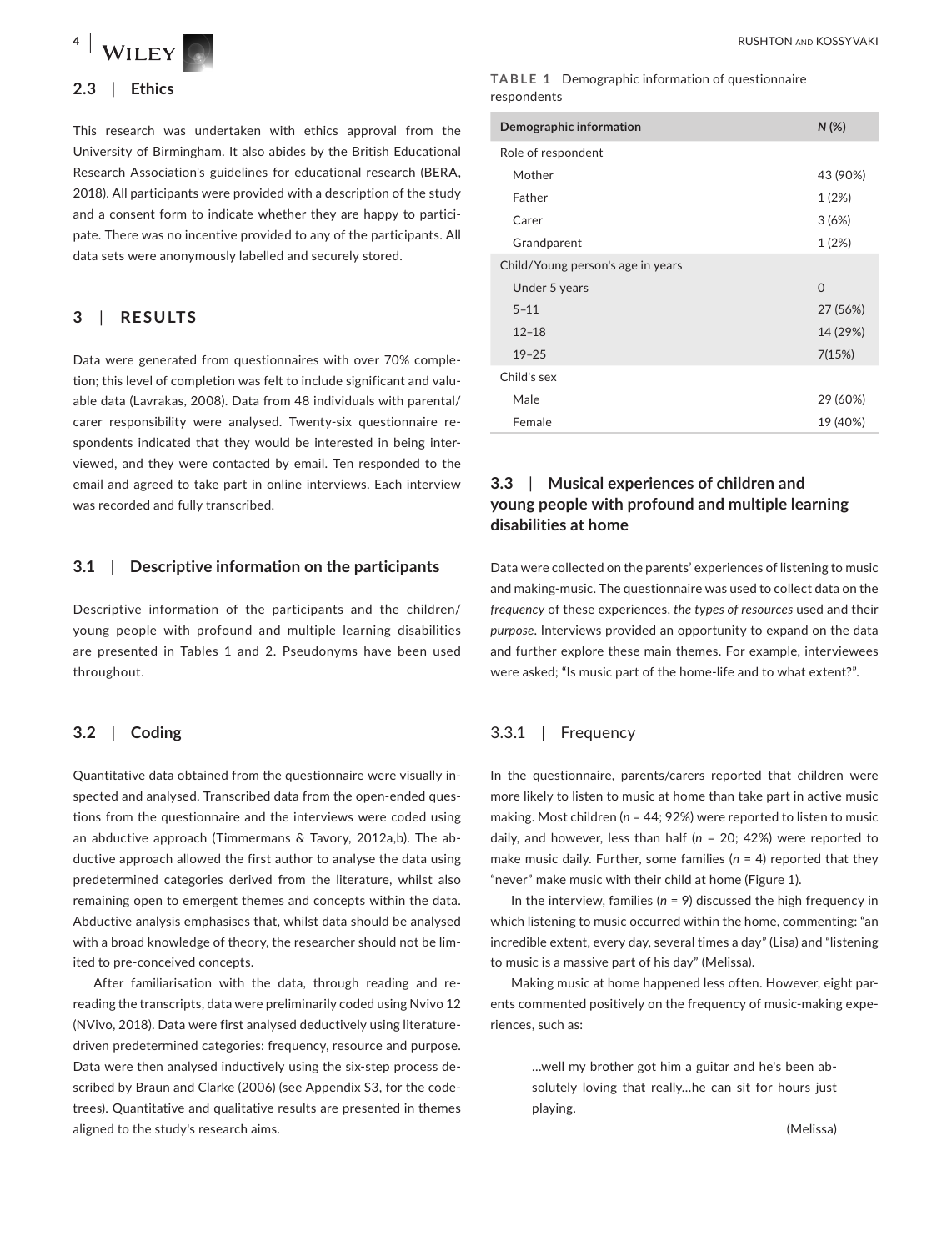## 2.3 | Ethics

This research was undertaken with ethics approval from the University of Birmingham. It also abides by the British Educational Research Association's guidelines for educational research (BERA, 2018). All participants were provided with a description of the study and a consent form to indicate whether they are happy to participate. There was no incentive provided to any of the participants. All data sets were anonymously labelled and securely stored.

# 3 | RESULTS

Data were generated from questionnaires with over 70% completion; this level of completion was felt to include significant and valuable data (Lavrakas, 2008). Data from 48 individuals with parental/carer responsibility were analysed. Twenty-six questionnaire respondents indicated that they would be interested in being interviewed, and they were contacted by email. Ten responded to the email and agreed to take part in online interviews. Each interview was recorded and fully transcribed.

## 3.1 | Descriptive information on the participants

Descriptive information of the participants and the children/young people with profound and multiple learning disabilities are presented in Tables 1 and 2. Pseudonyms have been used throughout.

## 3.2 | Coding

Quantitative data obtained from the questionnaire were visually inspected and analysed. Transcribed data from the open-ended questions from the questionnaire and the interviews were coded using an abductive approach (Timmermans & Tavory, 2012a,b). The abductive approach allowed the first author to analyse the data using predetermined categories derived from the literature, whilst also remaining open to emergent themes and concepts within the data. Abductive analysis emphasises that, whilst data should be analysed with a broad knowledge of theory, the researcher should not be limited to pre-conceived concepts.

After familiarisation with the data, through reading and rereading the transcripts, data were preliminarily coded using Nvivo 12 (NVivo, 2018). Data were first analysed deductively using literature-driven predetermined categories: frequency, resource and purpose. Data were then analysed inductively using the six-step process described by Braun and Clarke (2006) (see Appendix S3, for the code-trees). Quantitative and qualitative results are presented in themes aligned to the study's research aims.

**TABLE 1** Demographic information of questionnaire respondents

| Demographic information | *N* (%) |
|---|---|
| Role of respondent | |
| Mother | 43 (90%) |
| Father | 1 (2%) |
| Carer | 3 (6%) |
| Grandparent | 1 (2%) |
| Child/Young person's age in years | |
| Under 5 years | 0 |
| 5–11 | 27 (56%) |
| 12–18 | 14 (29%) |
| 19–25 | 7(15%) |
| Child's sex | |
| Male | 29 (60%) |
| Female | 19 (40%) |

## 3.3 | Musical experiences of children and young people with profound and multiple learning disabilities at home

Data were collected on the parents' experiences of listening to music and making-music. The questionnaire was used to collect data on the *frequency* of these experiences, *the types of resources* used and their *purpose*. Interviews provided an opportunity to expand on the data and further explore these main themes. For example, interviewees were asked; "Is music part of the home-life and to what extent?".

### 3.3.1 | Frequency

In the questionnaire, parents/carers reported that children were more likely to listen to music at home than take part in active music making. Most children (*n* = 44; 92%) were reported to listen to music daily, and however, less than half (*n* = 20; 42%) were reported to make music daily. Further, some families (*n* = 4) reported that they "never" make music with their child at home (Figure 1).

In the interview, families (*n* = 9) discussed the high frequency in which listening to music occurred within the home, commenting: "an incredible extent, every day, several times a day" (Lisa) and "listening to music is a massive part of his day" (Melissa).

Making music at home happened less often. However, eight parents commented positively on the frequency of music-making experiences, such as:

> …well my brother got him a guitar and he's been absolutely loving that really…he can sit for hours just playing.
>
> (Melissa)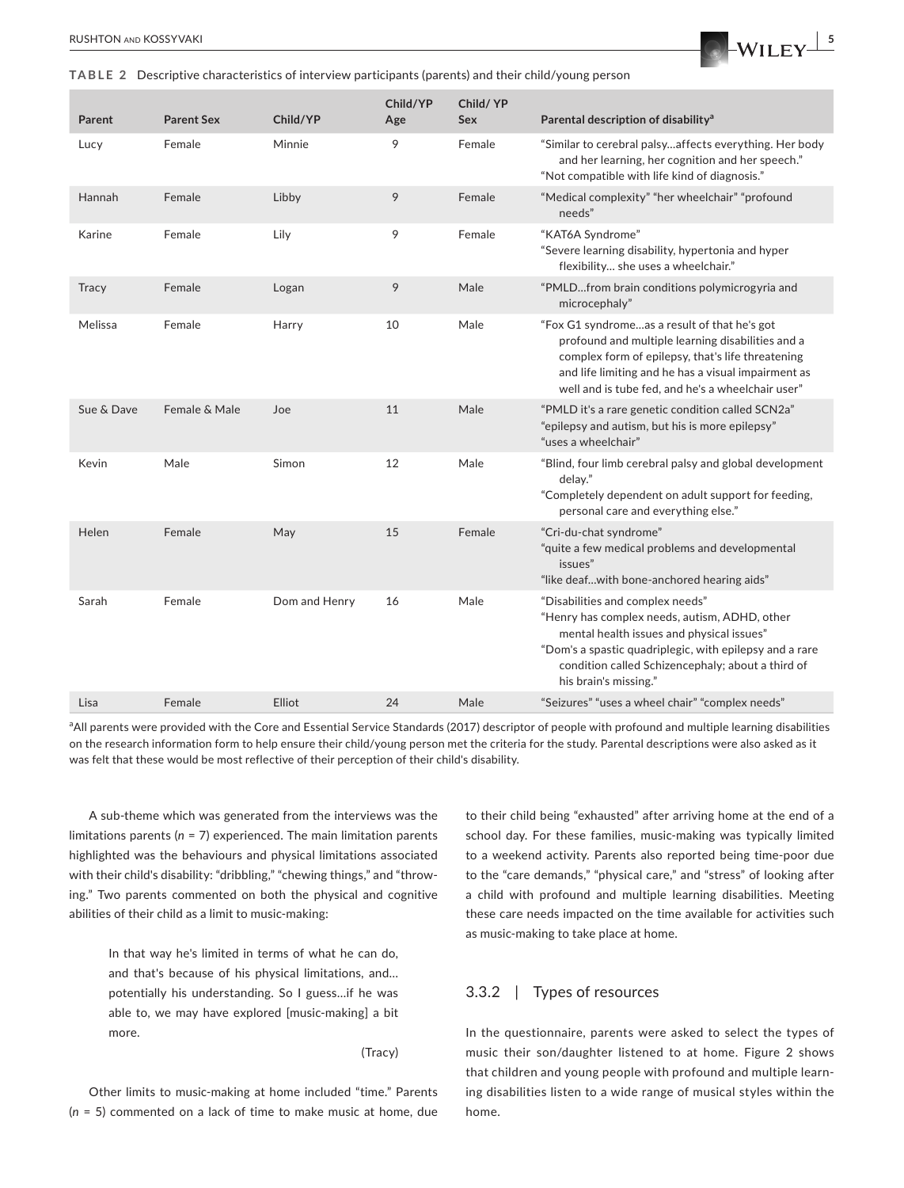**TABLE 2** Descriptive characteristics of interview participants (parents) and their child/young person

| Parent | Parent Sex | Child/YP | Child/YP Age | Child/ YP Sex | Parental description of disability[a] |
|---|---|---|---|---|---|
| Lucy | Female | Minnie | 9 | Female | "Similar to cerebral palsy…affects everything. Her body and her learning, her cognition and her speech." "Not compatible with life kind of diagnosis." |
| Hannah | Female | Libby | 9 | Female | "Medical complexity" "her wheelchair" "profound needs" |
| Karine | Female | Lily | 9 | Female | "KAT6A Syndrome" "Severe learning disability, hypertonia and hyper flexibility… she uses a wheelchair." |
| Tracy | Female | Logan | 9 | Male | "PMLD…from brain conditions polymicrogyria and microcephaly" |
| Melissa | Female | Harry | 10 | Male | "Fox G1 syndrome…as a result of that he's got profound and multiple learning disabilities and a complex form of epilepsy, that's life threatening and life limiting and he has a visual impairment as well and is tube fed, and he's a wheelchair user" |
| Sue & Dave | Female & Male | Joe | 11 | Male | "PMLD it's a rare genetic condition called SCN2a" "epilepsy and autism, but his is more epilepsy" "uses a wheelchair" |
| Kevin | Male | Simon | 12 | Male | "Blind, four limb cerebral palsy and global development delay." "Completely dependent on adult support for feeding, personal care and everything else." |
| Helen | Female | May | 15 | Female | "Cri-du-chat syndrome" "quite a few medical problems and developmental issues" "like deaf…with bone-anchored hearing aids" |
| Sarah | Female | Dom and Henry | 16 | Male | "Disabilities and complex needs" "Henry has complex needs, autism, ADHD, other mental health issues and physical issues" "Dom's a spastic quadriplegic, with epilepsy and a rare condition called Schizencephaly; about a third of his brain's missing." |
| Lisa | Female | Elliot | 24 | Male | "Seizures" "uses a wheel chair" "complex needs" |

[a]All parents were provided with the Core and Essential Service Standards (2017) descriptor of people with profound and multiple learning disabilities on the research information form to help ensure their child/young person met the criteria for the study. Parental descriptions were also asked as it was felt that these would be most reflective of their perception of their child's disability.

A sub-theme which was generated from the interviews was the limitations parents ($n$ = 7) experienced. The main limitation parents highlighted was the behaviours and physical limitations associated with their child's disability: "dribbling," "chewing things," and "throwing." Two parents commented on both the physical and cognitive abilities of their child as a limit to music-making:

> In that way he's limited in terms of what he can do, and that's because of his physical limitations, and… potentially his understanding. So I guess…if he was able to, we may have explored [music-making] a bit more.
>
> (Tracy)

Other limits to music-making at home included "time." Parents ($n$ = 5) commented on a lack of time to make music at home, due to their child being "exhausted" after arriving home at the end of a school day. For these families, music-making was typically limited to a weekend activity. Parents also reported being time-poor due to the "care demands," "physical care," and "stress" of looking after a child with profound and multiple learning disabilities. Meeting these care needs impacted on the time available for activities such as music-making to take place at home.

### 3.3.2 | Types of resources

In the questionnaire, parents were asked to select the types of music their son/daughter listened to at home. Figure 2 shows that children and young people with profound and multiple learning disabilities listen to a wide range of musical styles within the home.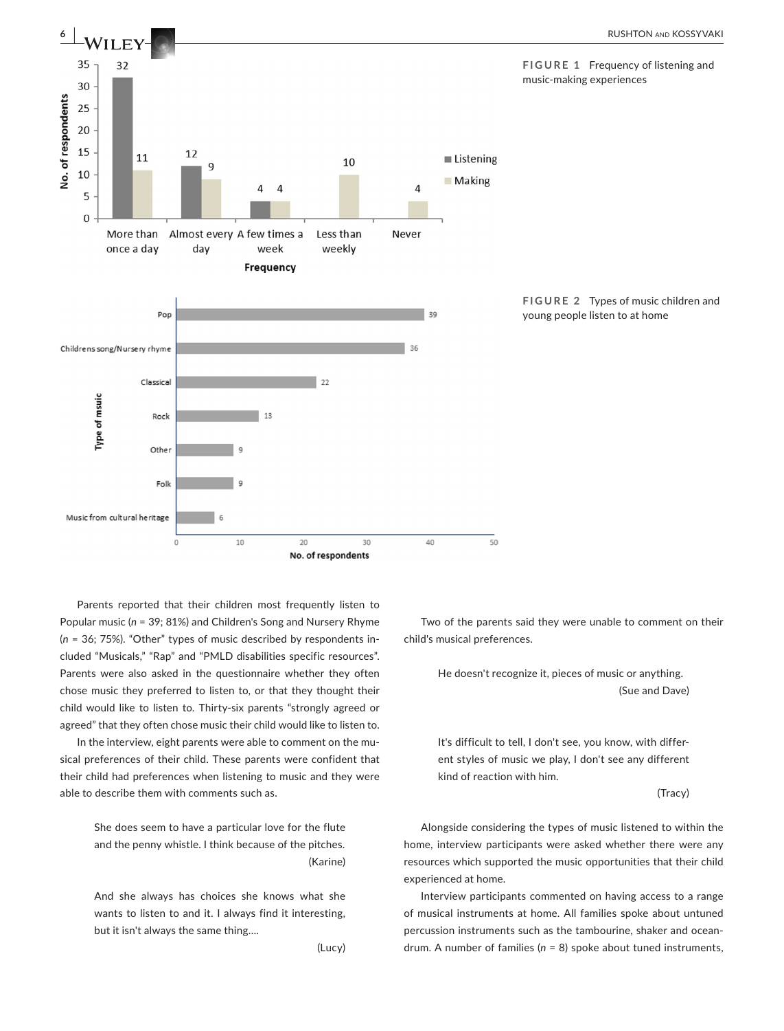FIGURE 1 Frequency of listening and music-making experiences

FIGURE 2 Types of music children and young people listen to at home

Parents reported that their children most frequently listen to Popular music ($n$ = 39; 81%) and Children's Song and Nursery Rhyme ($n$ = 36; 75%). "Other" types of music described by respondents included "Musicals," "Rap" and "PMLD disabilities specific resources". Parents were also asked in the questionnaire whether they often chose music they preferred to listen to, or that they thought their child would like to listen to. Thirty-six parents "strongly agreed or agreed" that they often chose music their child would like to listen to.

In the interview, eight parents were able to comment on the musical preferences of their child. These parents were confident that their child had preferences when listening to music and they were able to describe them with comments such as.

> She does seem to have a particular love for the flute and the penny whistle. I think because of the pitches.
> (Karine)

> And she always has choices she knows what she wants to listen to and it. I always find it interesting, but it isn't always the same thing….
> (Lucy)

Two of the parents said they were unable to comment on their child's musical preferences.

> He doesn't recognize it, pieces of music or anything.
> (Sue and Dave)

> It's difficult to tell, I don't see, you know, with different styles of music we play, I don't see any different kind of reaction with him.
> (Tracy)

Alongside considering the types of music listened to within the home, interview participants were asked whether there were any resources which supported the music opportunities that their child experienced at home.

Interview participants commented on having access to a range of musical instruments at home. All families spoke about untuned percussion instruments such as the tambourine, shaker and ocean-drum. A number of families ($n$ = 8) spoke about tuned instruments,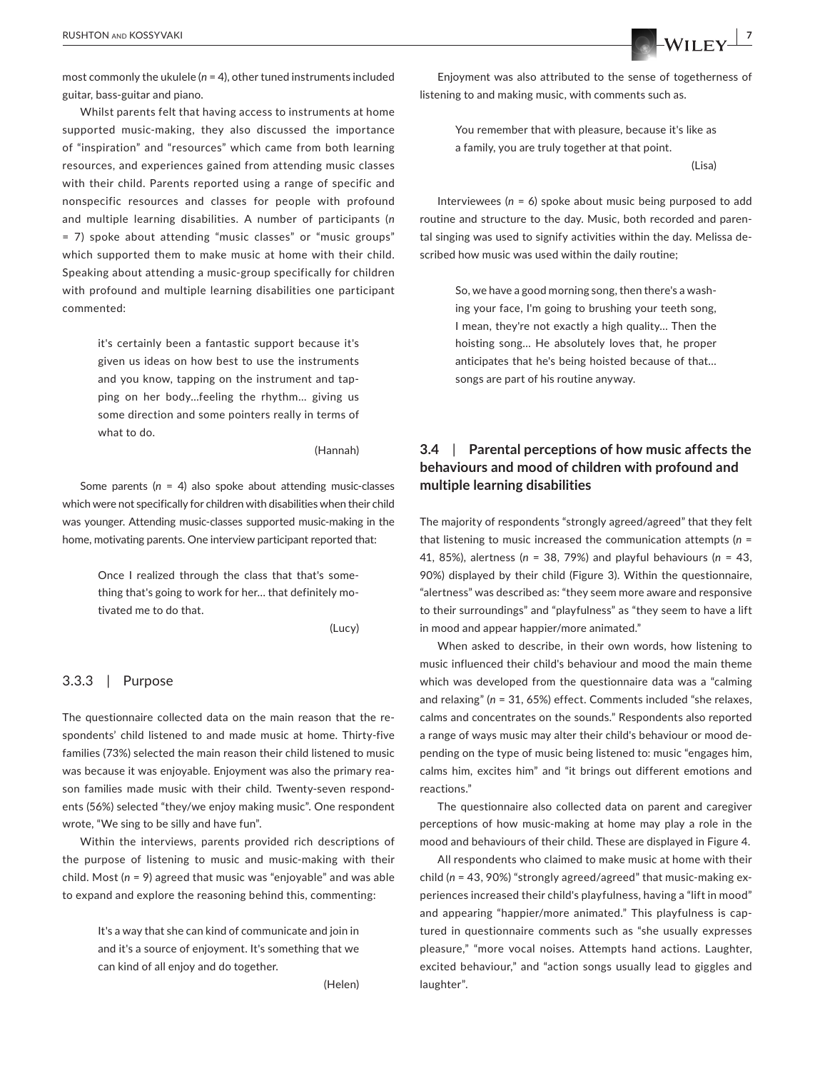most commonly the ukulele ($n$ = 4), other tuned instruments included guitar, bass-guitar and piano.

Whilst parents felt that having access to instruments at home supported music-making, they also discussed the importance of "inspiration" and "resources" which came from both learning resources, and experiences gained from attending music classes with their child. Parents reported using a range of specific and nonspecific resources and classes for people with profound and multiple learning disabilities. A number of participants ($n$ = 7) spoke about attending "music classes" or "music groups" which supported them to make music at home with their child. Speaking about attending a music-group specifically for children with profound and multiple learning disabilities one participant commented:

> it's certainly been a fantastic support because it's given us ideas on how best to use the instruments and you know, tapping on the instrument and tapping on her body...feeling the rhythm... giving us some direction and some pointers really in terms of what to do.
>
> (Hannah)

Some parents ($n$ = 4) also spoke about attending music-classes which were not specifically for children with disabilities when their child was younger. Attending music-classes supported music-making in the home, motivating parents. One interview participant reported that:

> Once I realized through the class that that's something that's going to work for her... that definitely motivated me to do that.
>
> (Lucy)

### 3.3.3 | Purpose

The questionnaire collected data on the main reason that the respondents' child listened to and made music at home. Thirty-five families (73%) selected the main reason their child listened to music was because it was enjoyable. Enjoyment was also the primary reason families made music with their child. Twenty-seven respondents (56%) selected "they/we enjoy making music". One respondent wrote, "We sing to be silly and have fun".

Within the interviews, parents provided rich descriptions of the purpose of listening to music and music-making with their child. Most ($n$ = 9) agreed that music was "enjoyable" and was able to expand and explore the reasoning behind this, commenting:

> It's a way that she can kind of communicate and join in and it's a source of enjoyment. It's something that we can kind of all enjoy and do together.
>
> (Helen)

Enjoyment was also attributed to the sense of togetherness of listening to and making music, with comments such as.

> You remember that with pleasure, because it's like as a family, you are truly together at that point.
>
> (Lisa)

Interviewees ($n$ = 6) spoke about music being purposed to add routine and structure to the day. Music, both recorded and parental singing was used to signify activities within the day. Melissa described how music was used within the daily routine;

> So, we have a good morning song, then there's a washing your face, I'm going to brushing your teeth song, I mean, they're not exactly a high quality… Then the hoisting song… He absolutely loves that, he proper anticipates that he's being hoisted because of that… songs are part of his routine anyway.

## 3.4 | Parental perceptions of how music affects the behaviours and mood of children with profound and multiple learning disabilities

The majority of respondents "strongly agreed/agreed" that they felt that listening to music increased the communication attempts ($n$ = 41, 85%), alertness ($n$ = 38, 79%) and playful behaviours ($n$ = 43, 90%) displayed by their child (Figure 3). Within the questionnaire, "alertness" was described as: "they seem more aware and responsive to their surroundings" and "playfulness" as "they seem to have a lift in mood and appear happier/more animated."

When asked to describe, in their own words, how listening to music influenced their child's behaviour and mood the main theme which was developed from the questionnaire data was a "calming and relaxing" ($n$ = 31, 65%) effect. Comments included "she relaxes, calms and concentrates on the sounds." Respondents also reported a range of ways music may alter their child's behaviour or mood depending on the type of music being listened to: music "engages him, calms him, excites him" and "it brings out different emotions and reactions."

The questionnaire also collected data on parent and caregiver perceptions of how music-making at home may play a role in the mood and behaviours of their child. These are displayed in Figure 4.

All respondents who claimed to make music at home with their child ($n$ = 43, 90%) "strongly agreed/agreed" that music-making experiences increased their child's playfulness, having a "lift in mood" and appearing "happier/more animated." This playfulness is captured in questionnaire comments such as "she usually expresses pleasure," "more vocal noises. Attempts hand actions. Laughter, excited behaviour," and "action songs usually lead to giggles and laughter".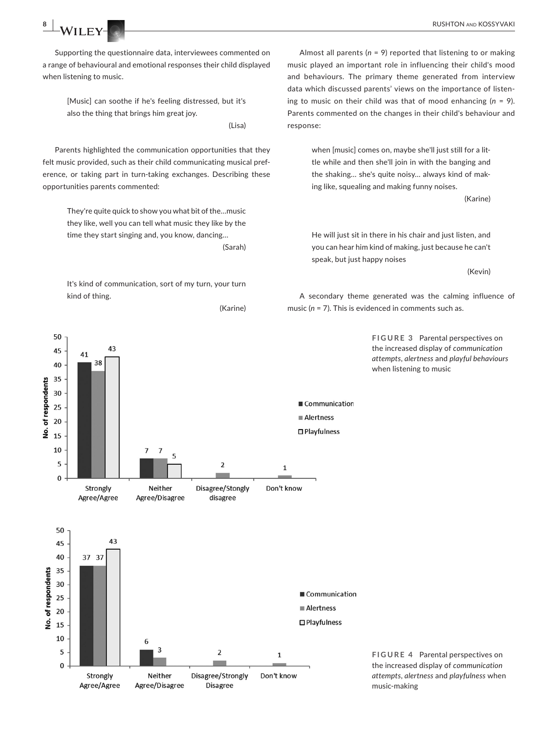Supporting the questionnaire data, interviewees commented on a range of behavioural and emotional responses their child displayed when listening to music.

> [Music] can soothe if he's feeling distressed, but it's also the thing that brings him great joy.
>
> (Lisa)

Parents highlighted the communication opportunities that they felt music provided, such as their child communicating musical preference, or taking part in turn-taking exchanges. Describing these opportunities parents commented:

> They're quite quick to show you what bit of the…music they like, well you can tell what music they like by the time they start singing and, you know, dancing…
>
> (Sarah)

> It's kind of communication, sort of my turn, your turn kind of thing.
>
> (Karine)

Almost all parents ($n$ = 9) reported that listening to or making music played an important role in influencing their child's mood and behaviours. The primary theme generated from interview data which discussed parents' views on the importance of listening to music on their child was that of mood enhancing ($n$ = 9). Parents commented on the changes in their child's behaviour and response:

> when [music] comes on, maybe she'll just still for a little while and then she'll join in with the banging and the shaking… she's quite noisy… always kind of making like, squealing and making funny noises.
>
> (Karine)

> He will just sit in there in his chair and just listen, and you can hear him kind of making, just because he can't speak, but just happy noises
>
> (Kevin)

A secondary theme generated was the calming influence of music ($n$ = 7). This is evidenced in comments such as.

| No. of respondents | Communication | Alertness | Playfulness |
|---|---|---|---|
| Strongly Agree/Agree | 41 | 38 | 43 |
| Neither Agree/Disagree | 7 | 7 | 5 |
| Disagree/Stongly disagree | | 2 | |
| Don't know | | 1 | |

**FIGURE 3** Parental perspectives on the increased display of *communication attempts*, *alertness* and *playful behaviours* when listening to music

| No. of respondents | Communication | Alertness | Playfulness |
|---|---|---|---|
| Strongly Agree/Agree | 37 | 37 | 43 |
| Neither Agree/Disagree | 6 | 3 | |
| Disagree/Strongly Disagree | | 2 | |
| Don't know | | 1 | |

**FIGURE 4** Parental perspectives on the increased display of *communication attempts*, *alertness* and *playfulness* when music-making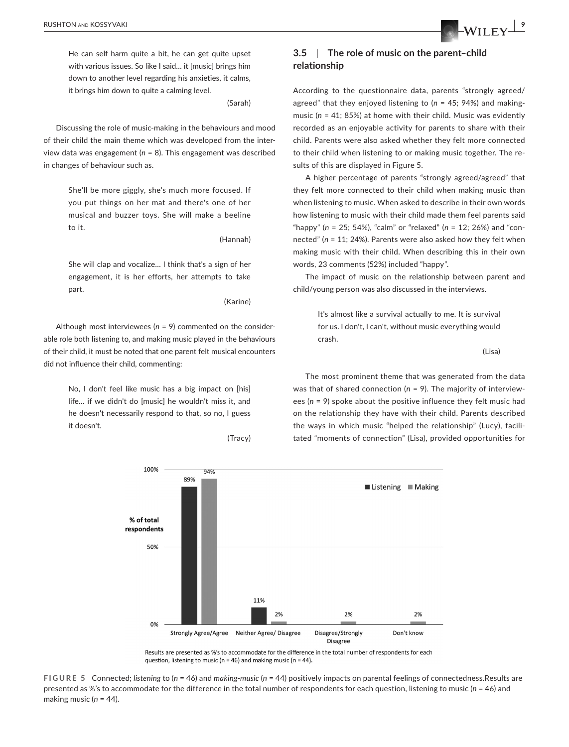> He can self harm quite a bit, he can get quite upset with various issues. So like I said… it [music] brings him down to another level regarding his anxieties, it calms, it brings him down to quite a calming level.
>
> (Sarah)

Discussing the role of music-making in the behaviours and mood of their child the main theme which was developed from the interview data was engagement (*n* = 8). This engagement was described in changes of behaviour such as.

> She'll be more giggly, she's much more focused. If you put things on her mat and there's one of her musical and buzzer toys. She will make a beeline to it.
>
> (Hannah)

> She will clap and vocalize… I think that's a sign of her engagement, it is her efforts, her attempts to take part.
>
> (Karine)

Although most interviewees (*n* = 9) commented on the considerable role both listening to, and making music played in the behaviours of their child, it must be noted that one parent felt musical encounters did not influence their child, commenting:

> No, I don't feel like music has a big impact on [his] life… if we didn't do [music] he wouldn't miss it, and he doesn't necessarily respond to that, so no, I guess it doesn't.
>
> (Tracy)

## 3.5 | The role of music on the parent–child relationship

According to the questionnaire data, parents "strongly agreed/agreed" that they enjoyed listening to (*n* = 45; 94%) and making-music (*n* = 41; 85%) at home with their child. Music was evidently recorded as an enjoyable activity for parents to share with their child. Parents were also asked whether they felt more connected to their child when listening to or making music together. The results of this are displayed in Figure 5.

A higher percentage of parents "strongly agreed/agreed" that they felt more connected to their child when making music than when listening to music. When asked to describe in their own words how listening to music with their child made them feel parents said "happy" (*n* = 25; 54%), "calm" or "relaxed" (*n* = 12; 26%) and "connected" (*n* = 11; 24%). Parents were also asked how they felt when making music with their child. When describing this in their own words, 23 comments (52%) included "happy".

The impact of music on the relationship between parent and child/young person was also discussed in the interviews.

> It's almost like a survival actually to me. It is survival for us. I don't, I can't, without music everything would crash.
>
> (Lisa)

The most prominent theme that was generated from the data was that of shared connection (*n* = 9). The majority of interviewees (*n* = 9) spoke about the positive influence they felt music had on the relationship they have with their child. Parents described the ways in which music "helped the relationship" (Lucy), facilitated "moments of connection" (Lisa), provided opportunities for

| % of total respondents | Listening | Making |
|---|---|---|
| Strongly Agree/Agree | 89% | 94% |
| Neither Agree/ Disagree | 11% | 2% |
| Disagree/Strongly Disagree | | 2% |
| Don't know | | 2% |

Results are presented as %'s to accommodate for the difference in the total number of respondents for each question, listening to music (n = 46) and making music (n = 44).

**FIGURE 5** Connected; *listening* to (*n* = 46) and *making-music* (*n* = 44) positively impacts on parental feelings of connectedness.Results are presented as %'s to accommodate for the difference in the total number of respondents for each question, listening to music (*n* = 46) and making music (*n* = 44).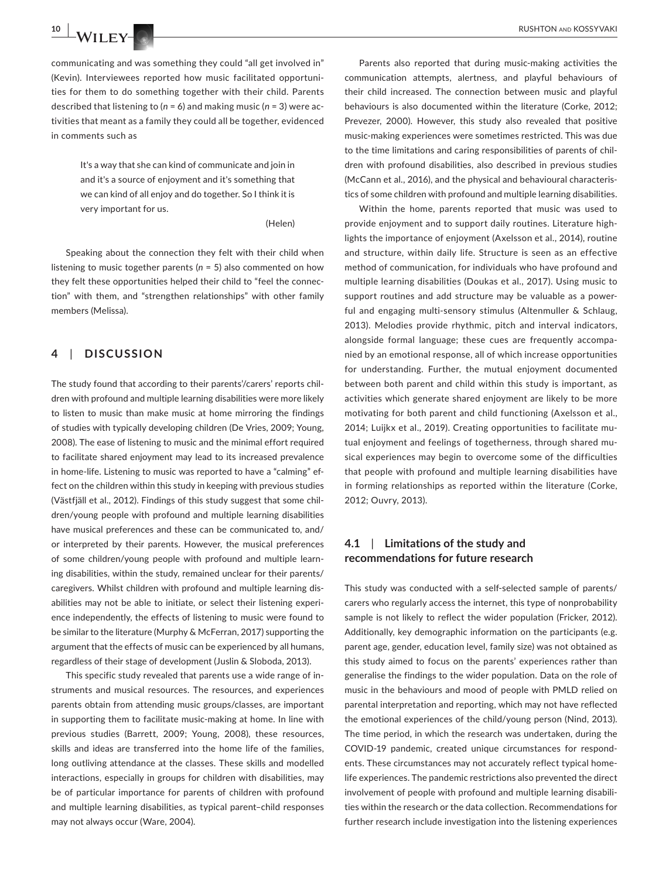communicating and was something they could "all get involved in" (Kevin). Interviewees reported how music facilitated opportunities for them to do something together with their child. Parents described that listening to ($n$ = 6) and making music ($n$ = 3) were activities that meant as a family they could all be together, evidenced in comments such as

> It's a way that she can kind of communicate and join in and it's a source of enjoyment and it's something that we can kind of all enjoy and do together. So I think it is very important for us.
>
> (Helen)

Speaking about the connection they felt with their child when listening to music together parents ($n$ = 5) also commented on how they felt these opportunities helped their child to "feel the connection" with them, and "strengthen relationships" with other family members (Melissa).

## 4 | DISCUSSION

The study found that according to their parents'/carers' reports children with profound and multiple learning disabilities were more likely to listen to music than make music at home mirroring the findings of studies with typically developing children (De Vries, 2009; Young, 2008). The ease of listening to music and the minimal effort required to facilitate shared enjoyment may lead to its increased prevalence in home-life. Listening to music was reported to have a "calming" effect on the children within this study in keeping with previous studies (Västfjäll et al., 2012). Findings of this study suggest that some children/young people with profound and multiple learning disabilities have musical preferences and these can be communicated to, and/or interpreted by their parents. However, the musical preferences of some children/young people with profound and multiple learning disabilities, within the study, remained unclear for their parents/caregivers. Whilst children with profound and multiple learning disabilities may not be able to initiate, or select their listening experience independently, the effects of listening to music were found to be similar to the literature (Murphy & McFerran, 2017) supporting the argument that the effects of music can be experienced by all humans, regardless of their stage of development (Juslin & Sloboda, 2013).

This specific study revealed that parents use a wide range of instruments and musical resources. The resources, and experiences parents obtain from attending music groups/classes, are important in supporting them to facilitate music-making at home. In line with previous studies (Barrett, 2009; Young, 2008), these resources, skills and ideas are transferred into the home life of the families, long outliving attendance at the classes. These skills and modelled interactions, especially in groups for children with disabilities, may be of particular importance for parents of children with profound and multiple learning disabilities, as typical parent–child responses may not always occur (Ware, 2004).

Parents also reported that during music-making activities the communication attempts, alertness, and playful behaviours of their child increased. The connection between music and playful behaviours is also documented within the literature (Corke, 2012; Prevezer, 2000). However, this study also revealed that positive music-making experiences were sometimes restricted. This was due to the time limitations and caring responsibilities of parents of children with profound disabilities, also described in previous studies (McCann et al., 2016), and the physical and behavioural characteristics of some children with profound and multiple learning disabilities.

Within the home, parents reported that music was used to provide enjoyment and to support daily routines. Literature highlights the importance of enjoyment (Axelsson et al., 2014), routine and structure, within daily life. Structure is seen as an effective method of communication, for individuals who have profound and multiple learning disabilities (Doukas et al., 2017). Using music to support routines and add structure may be valuable as a powerful and engaging multi-sensory stimulus (Altenmuller & Schlaug, 2013). Melodies provide rhythmic, pitch and interval indicators, alongside formal language; these cues are frequently accompanied by an emotional response, all of which increase opportunities for understanding. Further, the mutual enjoyment documented between both parent and child within this study is important, as activities which generate shared enjoyment are likely to be more motivating for both parent and child functioning (Axelsson et al., 2014; Luijkx et al., 2019). Creating opportunities to facilitate mutual enjoyment and feelings of togetherness, through shared musical experiences may begin to overcome some of the difficulties that people with profound and multiple learning disabilities have in forming relationships as reported within the literature (Corke, 2012; Ouvry, 2013).

### 4.1 | Limitations of the study and recommendations for future research

This study was conducted with a self-selected sample of parents/carers who regularly access the internet, this type of nonprobability sample is not likely to reflect the wider population (Fricker, 2012). Additionally, key demographic information on the participants (e.g. parent age, gender, education level, family size) was not obtained as this study aimed to focus on the parents' experiences rather than generalise the findings to the wider population. Data on the role of music in the behaviours and mood of people with PMLD relied on parental interpretation and reporting, which may not have reflected the emotional experiences of the child/young person (Nind, 2013). The time period, in which the research was undertaken, during the COVID-19 pandemic, created unique circumstances for respondents. These circumstances may not accurately reflect typical home-life experiences. The pandemic restrictions also prevented the direct involvement of people with profound and multiple learning disabilities within the research or the data collection. Recommendations for further research include investigation into the listening experiences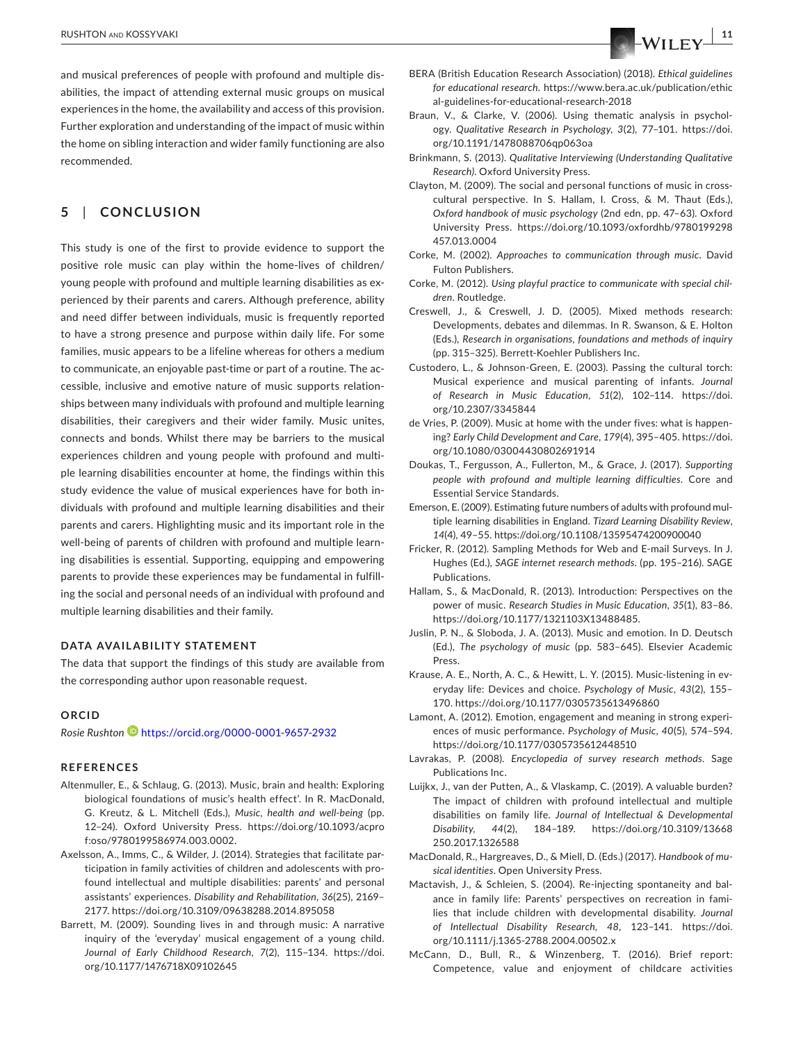and musical preferences of people with profound and multiple disabilities, the impact of attending external music groups on musical experiences in the home, the availability and access of this provision. Further exploration and understanding of the impact of music within the home on sibling interaction and wider family functioning are also recommended.

## 5 | CONCLUSION

This study is one of the first to provide evidence to support the positive role music can play within the home-lives of children/young people with profound and multiple learning disabilities as experienced by their parents and carers. Although preference, ability and need differ between individuals, music is frequently reported to have a strong presence and purpose within daily life. For some families, music appears to be a lifeline whereas for others a medium to communicate, an enjoyable past-time or part of a routine. The accessible, inclusive and emotive nature of music supports relationships between many individuals with profound and multiple learning disabilities, their caregivers and their wider family. Music unites, connects and bonds. Whilst there may be barriers to the musical experiences children and young people with profound and multiple learning disabilities encounter at home, the findings within this study evidence the value of musical experiences have for both individuals with profound and multiple learning disabilities and their parents and carers. Highlighting music and its important role in the well-being of parents of children with profound and multiple learning disabilities is essential. Supporting, equipping and empowering parents to provide these experiences may be fundamental in fulfilling the social and personal needs of an individual with profound and multiple learning disabilities and their family.

### DATA AVAILABILITY STATEMENT

The data that support the findings of this study are available from the corresponding author upon reasonable request.

### ORCID

*Rosie Rushton* https://orcid.org/0000-0001-9657-2932

### REFERENCES

Altenmuller, E., & Schlaug, G. (2013). Music, brain and health: Exploring biological foundations of music's health effect'. In R. MacDonald, G. Kreutz, & L. Mitchell (Eds.), *Music, health and well-being* (pp. 12–24). Oxford University Press. https://doi.org/10.1093/acprof:oso/9780199586974.003.0002.

Axelsson, A., Imms, C., & Wilder, J. (2014). Strategies that facilitate participation in family activities of children and adolescents with profound intellectual and multiple disabilities: parents' and personal assistants' experiences. *Disability and Rehabilitation*, *36*(25), 2169–2177. https://doi.org/10.3109/09638288.2014.895058

Barrett, M. (2009). Sounding lives in and through music: A narrative inquiry of the 'everyday' musical engagement of a young child. *Journal of Early Childhood Research*, *7*(2), 115–134. https://doi.org/10.1177/1476718X09102645

BERA (British Education Research Association) (2018). *Ethical guidelines for educational research*. https://www.bera.ac.uk/publication/ethical-guidelines-for-educational-research-2018

Braun, V., & Clarke, V. (2006). Using thematic analysis in psychology. *Qualitative Research in Psychology*, *3*(2), 77–101. https://doi.org/10.1191/1478088706qp063oa

Brinkmann, S. (2013). *Qualitative Interviewing (Understanding Qualitative Research)*. Oxford University Press.

Clayton, M. (2009). The social and personal functions of music in cross-cultural perspective. In S. Hallam, I. Cross, & M. Thaut (Eds.), *Oxford handbook of music psychology* (2nd edn, pp. 47–63). Oxford University Press. https://doi.org/10.1093/oxfordhb/9780199298457.013.0004

Corke, M. (2002). *Approaches to communication through music*. David Fulton Publishers.

Corke, M. (2012). *Using playful practice to communicate with special children*. Routledge.

Creswell, J., & Creswell, J. D. (2005). Mixed methods research: Developments, debates and dilemmas. In R. Swanson, & E. Holton (Eds.), *Research in organisations, foundations and methods of inquiry* (pp. 315–325). Berrett-Koehler Publishers Inc.

Custodero, L., & Johnson-Green, E. (2003). Passing the cultural torch: Musical experience and musical parenting of infants. *Journal of Research in Music Education*, *51*(2), 102–114. https://doi.org/10.2307/3345844

de Vries, P. (2009). Music at home with the under fives: what is happening? *Early Child Development and Care*, *179*(4), 395–405. https://doi.org/10.1080/03004430802691914

Doukas, T., Fergusson, A., Fullerton, M., & Grace, J. (2017). *Supporting people with profound and multiple learning difficulties*. Core and Essential Service Standards.

Emerson, E. (2009). Estimating future numbers of adults with profound multiple learning disabilities in England. *Tizard Learning Disability Review*, *14*(4), 49–55. https://doi.org/10.1108/13595474200900040

Fricker, R. (2012). Sampling Methods for Web and E-mail Surveys. In J. Hughes (Ed.), *SAGE internet research methods*. (pp. 195–216). SAGE Publications.

Hallam, S., & MacDonald, R. (2013). Introduction: Perspectives on the power of music. *Research Studies in Music Education*, *35*(1), 83–86. https://doi.org/10.1177/1321103X13488485.

Juslin, P. N., & Sloboda, J. A. (2013). Music and emotion. In D. Deutsch (Ed.), *The psychology of music* (pp. 583–645). Elsevier Academic Press.

Krause, A. E., North, A. C., & Hewitt, L. Y. (2015). Music-listening in everyday life: Devices and choice. *Psychology of Music*, *43*(2), 155–170. https://doi.org/10.1177/0305735613496860

Lamont, A. (2012). Emotion, engagement and meaning in strong experiences of music performance. *Psychology of Music*, *40*(5), 574–594. https://doi.org/10.1177/0305735612448510

Lavrakas, P. (2008). *Encyclopedia of survey research methods*. Sage Publications Inc.

Luijkx, J., van der Putten, A., & Vlaskamp, C. (2019). A valuable burden? The impact of children with profound intellectual and multiple disabilities on family life. *Journal of Intellectual & Developmental Disability*, *44*(2), 184–189. https://doi.org/10.3109/13668250.2017.1326588

MacDonald, R., Hargreaves, D., & Miell, D. (Eds.) (2017). *Handbook of musical identities*. Open University Press.

Mactavish, J., & Schleien, S. (2004). Re-injecting spontaneity and balance in family life: Parents' perspectives on recreation in families that include children with developmental disability. *Journal of Intellectual Disability Research*, *48*, 123–141. https://doi.org/10.1111/j.1365-2788.2004.00502.x

McCann, D., Bull, R., & Winzenberg, T. (2016). Brief report: Competence, value and enjoyment of childcare activities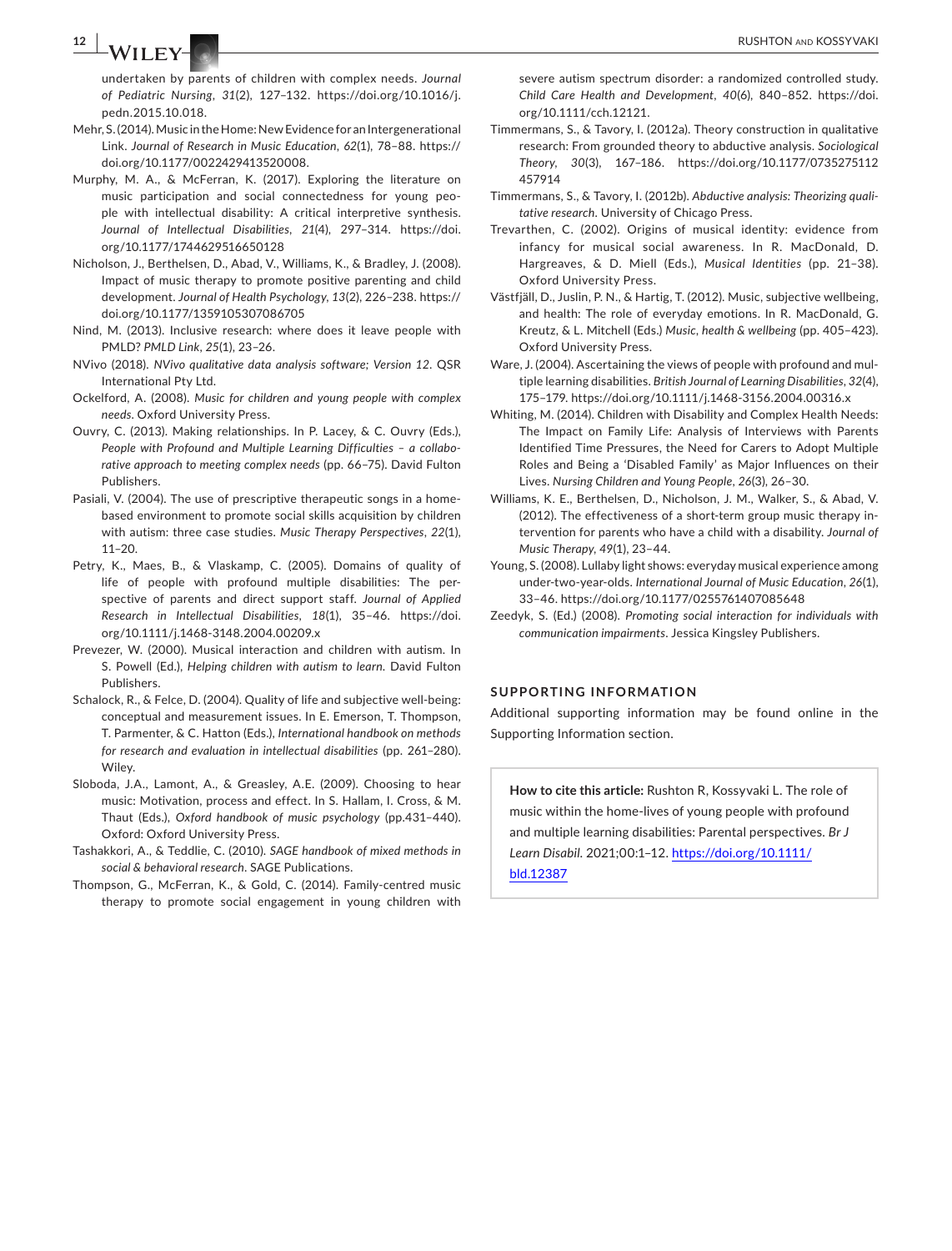undertaken by parents of children with complex needs. *Journal of Pediatric Nursing*, *31*(2), 127–132. https://doi.org/10.1016/j.pedn.2015.10.018.

Mehr, S. (2014). Music in the Home: New Evidence for an Intergenerational Link. *Journal of Research in Music Education*, *62*(1), 78–88. https://doi.org/10.1177/0022429413520008.

Murphy, M. A., & McFerran, K. (2017). Exploring the literature on music participation and social connectedness for young people with intellectual disability: A critical interpretive synthesis. *Journal of Intellectual Disabilities*, *21*(4), 297–314. https://doi.org/10.1177/1744629516650128

Nicholson, J., Berthelsen, D., Abad, V., Williams, K., & Bradley, J. (2008). Impact of music therapy to promote positive parenting and child development. *Journal of Health Psychology*, *13*(2), 226–238. https://doi.org/10.1177/1359105307086705

Nind, M. (2013). Inclusive research: where does it leave people with PMLD? *PMLD Link*, *25*(1), 23–26.

NVivo (2018). *NVivo qualitative data analysis software; Version 12*. QSR International Pty Ltd.

Ockelford, A. (2008). *Music for children and young people with complex needs*. Oxford University Press.

Ouvry, C. (2013). Making relationships. In P. Lacey, & C. Ouvry (Eds.), *People with Profound and Multiple Learning Difficulties – a collaborative approach to meeting complex needs* (pp. 66–75). David Fulton Publishers.

Pasiali, V. (2004). The use of prescriptive therapeutic songs in a home-based environment to promote social skills acquisition by children with autism: three case studies. *Music Therapy Perspectives*, *22*(1), 11–20.

Petry, K., Maes, B., & Vlaskamp, C. (2005). Domains of quality of life of people with profound multiple disabilities: The perspective of parents and direct support staff. *Journal of Applied Research in Intellectual Disabilities*, *18*(1), 35–46. https://doi.org/10.1111/j.1468-3148.2004.00209.x

Prevezer, W. (2000). Musical interaction and children with autism. In S. Powell (Ed.), *Helping children with autism to learn*. David Fulton Publishers.

Schalock, R., & Felce, D. (2004). Quality of life and subjective well-being: conceptual and measurement issues. In E. Emerson, T. Thompson, T. Parmenter, & C. Hatton (Eds.), *International handbook on methods for research and evaluation in intellectual disabilities* (pp. 261–280). Wiley.

Sloboda, J.A., Lamont, A., & Greasley, A.E. (2009). Choosing to hear music: Motivation, process and effect. In S. Hallam, I. Cross, & M. Thaut (Eds.), *Oxford handbook of music psychology* (pp.431–440). Oxford: Oxford University Press.

Tashakkori, A., & Teddlie, C. (2010). *SAGE handbook of mixed methods in social & behavioral research*. SAGE Publications.

Thompson, G., McFerran, K., & Gold, C. (2014). Family-centred music therapy to promote social engagement in young children with severe autism spectrum disorder: a randomized controlled study. *Child Care Health and Development*, *40*(6), 840–852. https://doi.org/10.1111/cch.12121.

Timmermans, S., & Tavory, I. (2012a). Theory construction in qualitative research: From grounded theory to abductive analysis. *Sociological Theory*, *30*(3), 167–186. https://doi.org/10.1177/0735275112457914

Timmermans, S., & Tavory, I. (2012b). *Abductive analysis: Theorizing qualitative research*. University of Chicago Press.

Trevarthen, C. (2002). Origins of musical identity: evidence from infancy for musical social awareness. In R. MacDonald, D. Hargreaves, & D. Miell (Eds.), *Musical Identities* (pp. 21–38). Oxford University Press.

Västfjäll, D., Juslin, P. N., & Hartig, T. (2012). Music, subjective wellbeing, and health: The role of everyday emotions. In R. MacDonald, G. Kreutz, & L. Mitchell (Eds.) *Music, health & wellbeing* (pp. 405–423). Oxford University Press.

Ware, J. (2004). Ascertaining the views of people with profound and multiple learning disabilities. *British Journal of Learning Disabilities*, *32*(4), 175–179. https://doi.org/10.1111/j.1468-3156.2004.00316.x

Whiting, M. (2014). Children with Disability and Complex Health Needs: The Impact on Family Life: Analysis of Interviews with Parents Identified Time Pressures, the Need for Carers to Adopt Multiple Roles and Being a 'Disabled Family' as Major Influences on their Lives. *Nursing Children and Young People*, *26*(3), 26–30.

Williams, K. E., Berthelsen, D., Nicholson, J. M., Walker, S., & Abad, V. (2012). The effectiveness of a short-term group music therapy intervention for parents who have a child with a disability. *Journal of Music Therapy*, *49*(1), 23–44.

Young, S. (2008). Lullaby light shows: everyday musical experience among under-two-year-olds. *International Journal of Music Education*, *26*(1), 33–46. https://doi.org/10.1177/0255761407085648

Zeedyk, S. (Ed.) (2008). *Promoting social interaction for individuals with communication impairments*. Jessica Kingsley Publishers.

## SUPPORTING INFORMATION

Additional supporting information may be found online in the Supporting Information section.

**How to cite this article:** Rushton R, Kossyvaki L. The role of music within the home-lives of young people with profound and multiple learning disabilities: Parental perspectives. *Br J Learn Disabil.* 2021;00:1–12. https://doi.org/10.1111/bld.12387